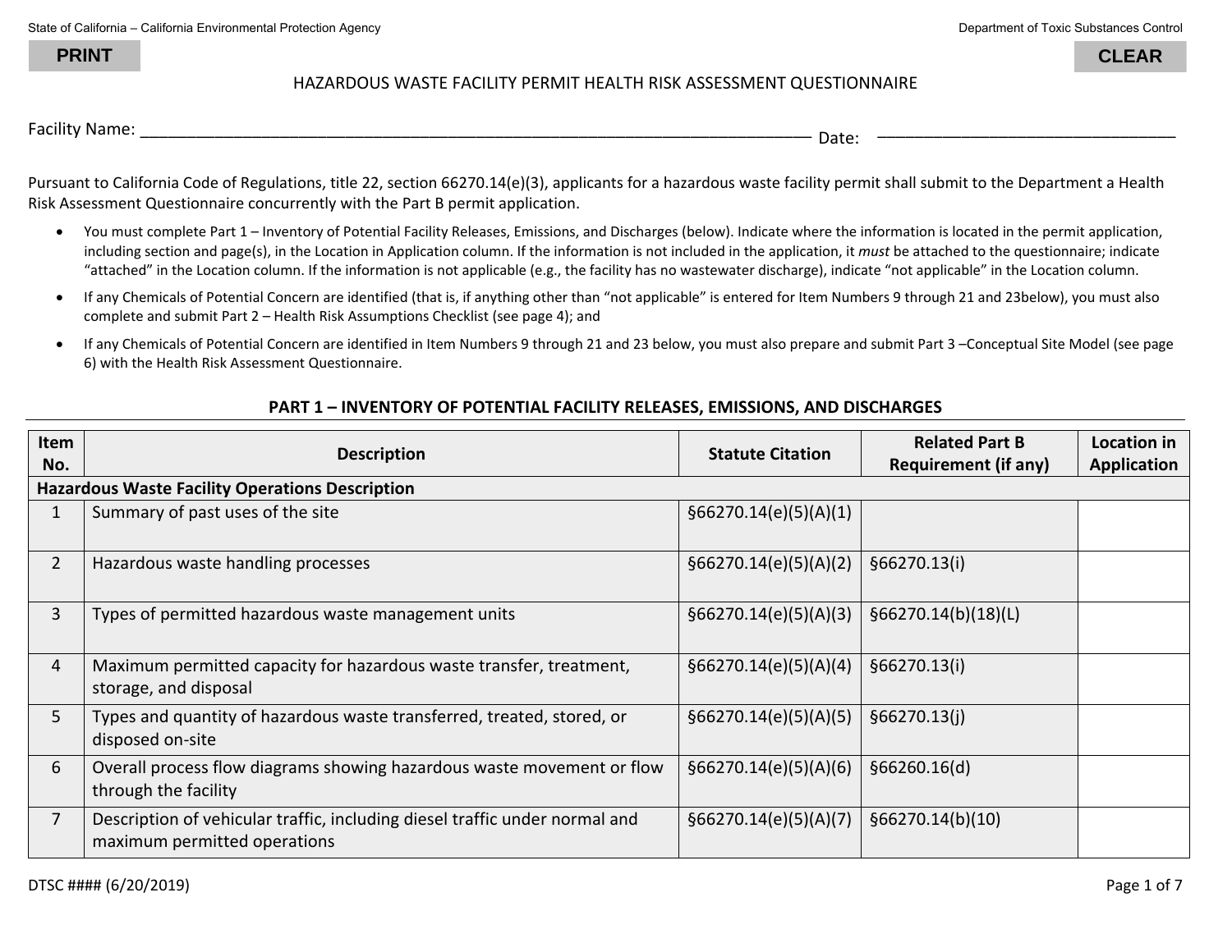State of California – California Environmental Protection Agency

Department of Toxic Substances Control

PRINT

CLEAR

# HAZARDOUS WASTE FACILITY PERMIT HEALTH RISK ASSESSMENT QUESTIONNAIRE

Facility Name: ____________________________________________ Date: ______________________

Pursuant to California Code of Regulations, title 22, section 66270.14(e)(3), applicants for a hazardous waste facility permit shall submit to the Department a Health Risk Assessment Questionnaire concurrently with the Part B permit application.

- You must complete Part 1 – Inventory of Potential Facility Releases, Emissions, and Discharges (below). Indicate where the information is located in the permit application, including section and page(s), in the Location in Application column. If the information is not included in the application, it *must* be attached to the questionnaire; indicate "attached" in the Location column. If the information is not applicable (e.g., the facility has no wastewater discharge), indicate "not applicable" in the Location column.
- If any Chemicals of Potential Concern are identified (that is, if anything other than "not applicable" is entered for Item Numbers 9 through 21 and 23below), you must also complete and submit Part 2 – Health Risk Assumptions Checklist (see page 4); and
- If any Chemicals of Potential Concern are identified in Item Numbers 9 through 21 and 23 below, you must also prepare and submit Part 3 –Conceptual Site Model (see page 6) with the Health Risk Assessment Questionnaire.

## PART 1 – INVENTORY OF POTENTIAL FACILITY RELEASES, EMISSIONS, AND DISCHARGES

| Item No. | Description | Statute Citation | Related Part B Requirement (if any) | Location in Application |
|---|---|---|---|---|
| **Hazardous Waste Facility Operations Description** | | | | |
| 1 | Summary of past uses of the site | §66270.14(e)(5)(A)(1) | | |
| 2 | Hazardous waste handling processes | §66270.14(e)(5)(A)(2) | §66270.13(i) | |
| 3 | Types of permitted hazardous waste management units | §66270.14(e)(5)(A)(3) | §66270.14(b)(18)(L) | |
| 4 | Maximum permitted capacity for hazardous waste transfer, treatment, storage, and disposal | §66270.14(e)(5)(A)(4) | §66270.13(i) | |
| 5 | Types and quantity of hazardous waste transferred, treated, stored, or disposed on-site | §66270.14(e)(5)(A)(5) | §66270.13(j) | |
| 6 | Overall process flow diagrams showing hazardous waste movement or flow through the facility | §66270.14(e)(5)(A)(6) | §66260.16(d) | |
| 7 | Description of vehicular traffic, including diesel traffic under normal and maximum permitted operations | §66270.14(e)(5)(A)(7) | §66270.14(b)(10) | |

DTSC #### (6/20/2019)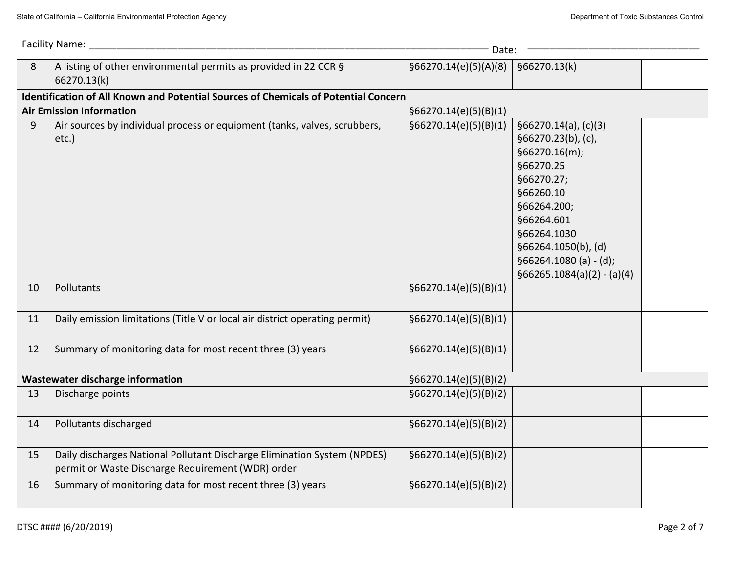Facility Name: ___________________________________________ Date: ___________________

| | | | | |
|---|---|---|---|---|
| 8 | A listing of other environmental permits as provided in 22 CCR § 66270.13(k) | §66270.14(e)(5)(A)(8) | §66270.13(k) | |
| **Identification of All Known and Potential Sources of Chemicals of Potential Concern** | | | | |
| **Air Emission Information** | | §66270.14(e)(5)(B)(1) | | |
| 9 | Air sources by individual process or equipment (tanks, valves, scrubbers, etc.) | §66270.14(e)(5)(B)(1) | §66270.14(a), (c)(3) §66270.23(b), (c), §66270.16(m); §66270.25 §66270.27; §66260.10 §66264.200; §66264.601 §66264.1030 §66264.1050(b), (d) §66264.1080 (a) - (d); §66265.1084(a)(2) - (a)(4) | |
| 10 | Pollutants | §66270.14(e)(5)(B)(1) | | |
| 11 | Daily emission limitations (Title V or local air district operating permit) | §66270.14(e)(5)(B)(1) | | |
| 12 | Summary of monitoring data for most recent three (3) years | §66270.14(e)(5)(B)(1) | | |
| **Wastewater discharge information** | | §66270.14(e)(5)(B)(2) | | |
| 13 | Discharge points | §66270.14(e)(5)(B)(2) | | |
| 14 | Pollutants discharged | §66270.14(e)(5)(B)(2) | | |
| 15 | Daily discharges National Pollutant Discharge Elimination System (NPDES) permit or Waste Discharge Requirement (WDR) order | §66270.14(e)(5)(B)(2) | | |
| 16 | Summary of monitoring data for most recent three (3) years | §66270.14(e)(5)(B)(2) | | |

DTSC #### (6/20/2019)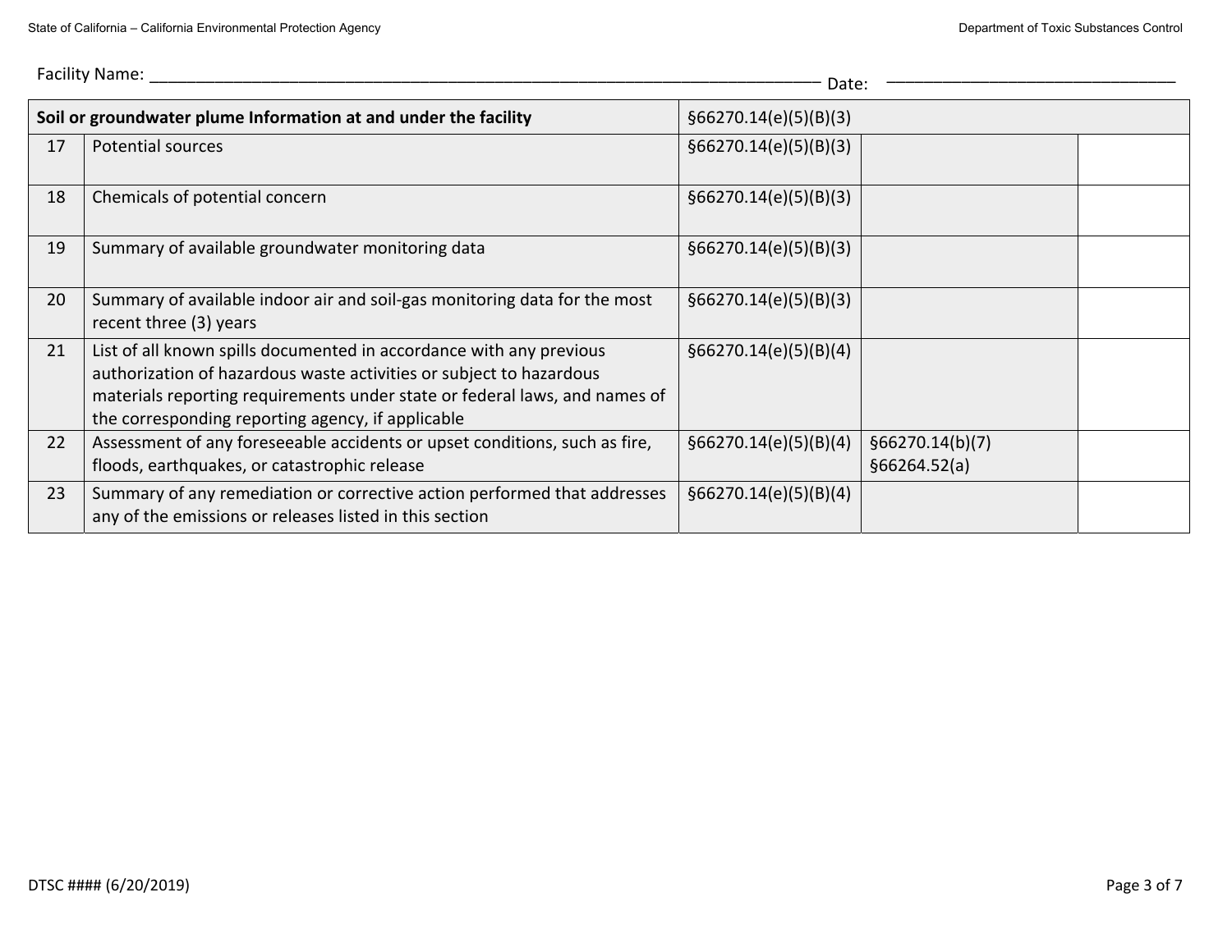Facility Name: ______________________________________________ Date: ______________________

| Soil or groundwater plume Information at and under the facility | | §66270.14(e)(5)(B)(3) | | |
|---|---|---|---|---|
| 17 | Potential sources | §66270.14(e)(5)(B)(3) | | |
| 18 | Chemicals of potential concern | §66270.14(e)(5)(B)(3) | | |
| 19 | Summary of available groundwater monitoring data | §66270.14(e)(5)(B)(3) | | |
| 20 | Summary of available indoor air and soil-gas monitoring data for the most recent three (3) years | §66270.14(e)(5)(B)(3) | | |
| 21 | List of all known spills documented in accordance with any previous authorization of hazardous waste activities or subject to hazardous materials reporting requirements under state or federal laws, and names of the corresponding reporting agency, if applicable | §66270.14(e)(5)(B)(4) | | |
| 22 | Assessment of any foreseeable accidents or upset conditions, such as fire, floods, earthquakes, or catastrophic release | §66270.14(e)(5)(B)(4) | §66270.14(b)(7) §66264.52(a) | |
| 23 | Summary of any remediation or corrective action performed that addresses any of the emissions or releases listed in this section | §66270.14(e)(5)(B)(4) | | |

DTSC #### (6/20/2019)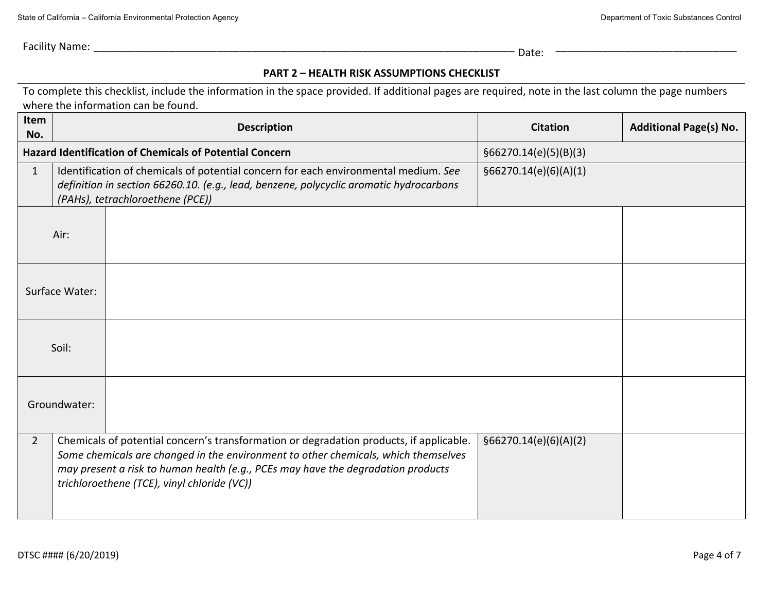Facility Name: ______________________________ Date: ______________________________

**PART 2 – HEALTH RISK ASSUMPTIONS CHECKLIST**

To complete this checklist, include the information in the space provided. If additional pages are required, note in the last column the page numbers where the information can be found.

| Item No. | Description | Citation | Additional Page(s) No. |
|---|---|---|---|
| **Hazard Identification of Chemicals of Potential Concern** | | §66270.14(e)(5)(B)(3) | |
| 1 | Identification of chemicals of potential concern for each environmental medium. *See definition in section 66260.10. (e.g., lead, benzene, polycyclic aromatic hydrocarbons (PAHs), tetrachloroethene (PCE))* | §66270.14(e)(6)(A)(1) | |
| Air: | | | |
| Surface Water: | | | |
| Soil: | | | |
| Groundwater: | | | |
| 2 | Chemicals of potential concern's transformation or degradation products, if applicable. *Some chemicals are changed in the environment to other chemicals, which themselves may present a risk to human health (e.g., PCEs may have the degradation products trichloroethene (TCE), vinyl chloride (VC))* | §66270.14(e)(6)(A)(2) | |

DTSC #### (6/20/2019)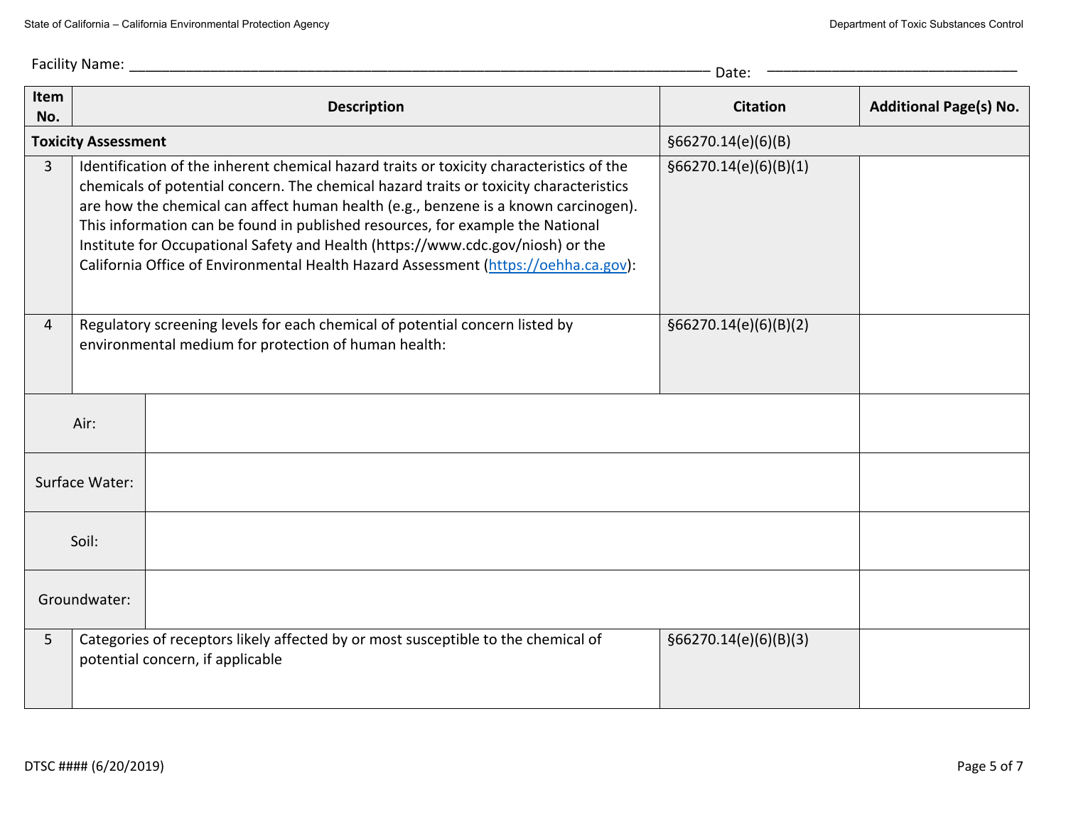Facility Name: ______________________________ Date: ______________________________

| Item No. | Description | Citation | Additional Page(s) No. |
|---|---|---|---|
| **Toxicity Assessment** | | §66270.14(e)(6)(B) | |
| 3 | Identification of the inherent chemical hazard traits or toxicity characteristics of the chemicals of potential concern. The chemical hazard traits or toxicity characteristics are how the chemical can affect human health (e.g., benzene is a known carcinogen). This information can be found in published resources, for example the National Institute for Occupational Safety and Health (https://www.cdc.gov/niosh) or the California Office of Environmental Health Hazard Assessment (https://oehha.ca.gov): | §66270.14(e)(6)(B)(1) | |
| 4 | Regulatory screening levels for each chemical of potential concern listed by environmental medium for protection of human health: | §66270.14(e)(6)(B)(2) | |
| Air: | | | |
| Surface Water: | | | |
| Soil: | | | |
| Groundwater: | | | |
| 5 | Categories of receptors likely affected by or most susceptible to the chemical of potential concern, if applicable | §66270.14(e)(6)(B)(3) | |

DTSC #### (6/20/2019)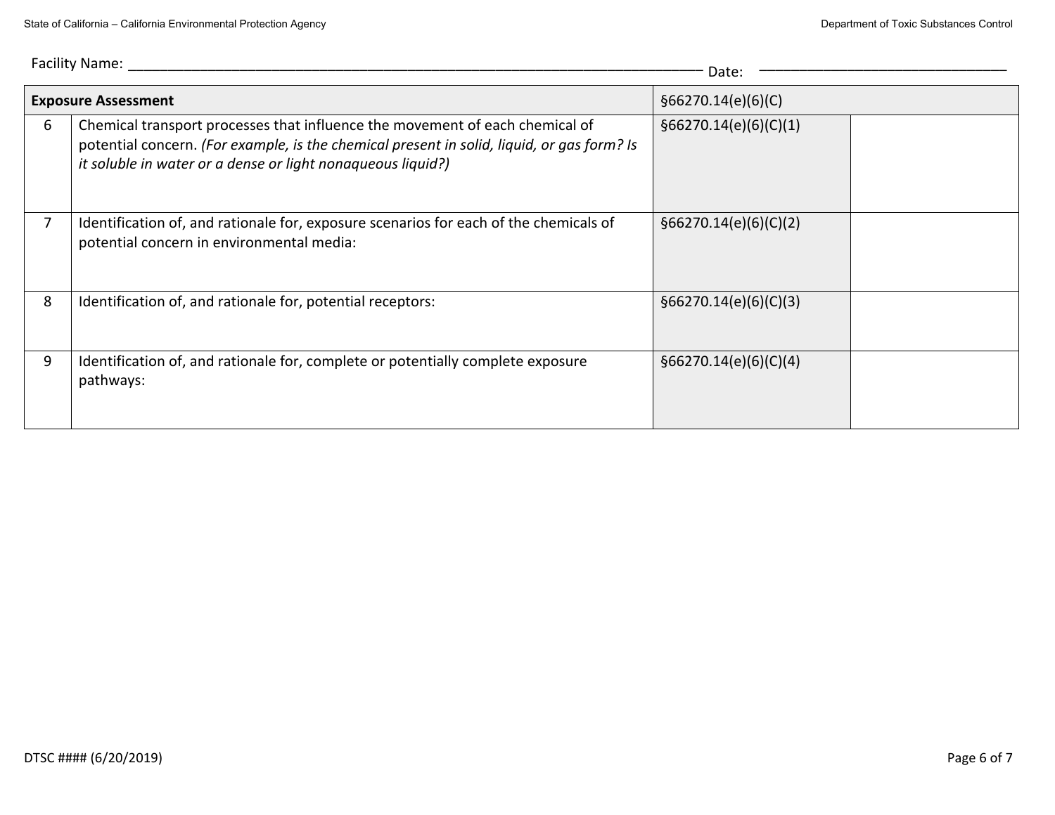Facility Name: ___________________________________________ Date: ___________________

| Exposure Assessment | | §66270.14(e)(6)(C) | |
|---|---|---|---|
| 6 | Chemical transport processes that influence the movement of each chemical of potential concern. *(For example, is the chemical present in solid, liquid, or gas form? Is it soluble in water or a dense or light nonaqueous liquid?)* | §66270.14(e)(6)(C)(1) | |
| 7 | Identification of, and rationale for, exposure scenarios for each of the chemicals of potential concern in environmental media: | §66270.14(e)(6)(C)(2) | |
| 8 | Identification of, and rationale for, potential receptors: | §66270.14(e)(6)(C)(3) | |
| 9 | Identification of, and rationale for, complete or potentially complete exposure pathways: | §66270.14(e)(6)(C)(4) | |

DTSC #### (6/20/2019)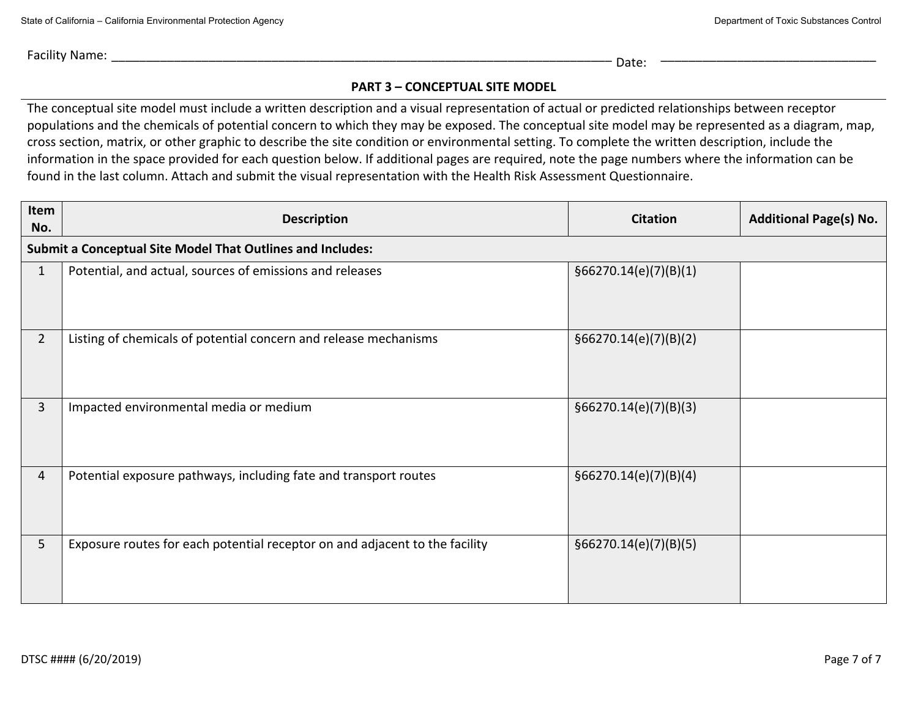Facility Name: ______________________________________________________________________________ Date: _______________________________

## PART 3 – CONCEPTUAL SITE MODEL

The conceptual site model must include a written description and a visual representation of actual or predicted relationships between receptor populations and the chemicals of potential concern to which they may be exposed. The conceptual site model may be represented as a diagram, map, cross section, matrix, or other graphic to describe the site condition or environmental setting. To complete the written description, include the information in the space provided for each question below. If additional pages are required, note the page numbers where the information can be found in the last column. Attach and submit the visual representation with the Health Risk Assessment Questionnaire.

| Item No. | Description | Citation | Additional Page(s) No. |
|---|---|---|---|
| **Submit a Conceptual Site Model That Outlines and Includes:** | | | |
| 1 | Potential, and actual, sources of emissions and releases | §66270.14(e)(7)(B)(1) | |
| 2 | Listing of chemicals of potential concern and release mechanisms | §66270.14(e)(7)(B)(2) | |
| 3 | Impacted environmental media or medium | §66270.14(e)(7)(B)(3) | |
| 4 | Potential exposure pathways, including fate and transport routes | §66270.14(e)(7)(B)(4) | |
| 5 | Exposure routes for each potential receptor on and adjacent to the facility | §66270.14(e)(7)(B)(5) | |

DTSC #### (6/20/2019)